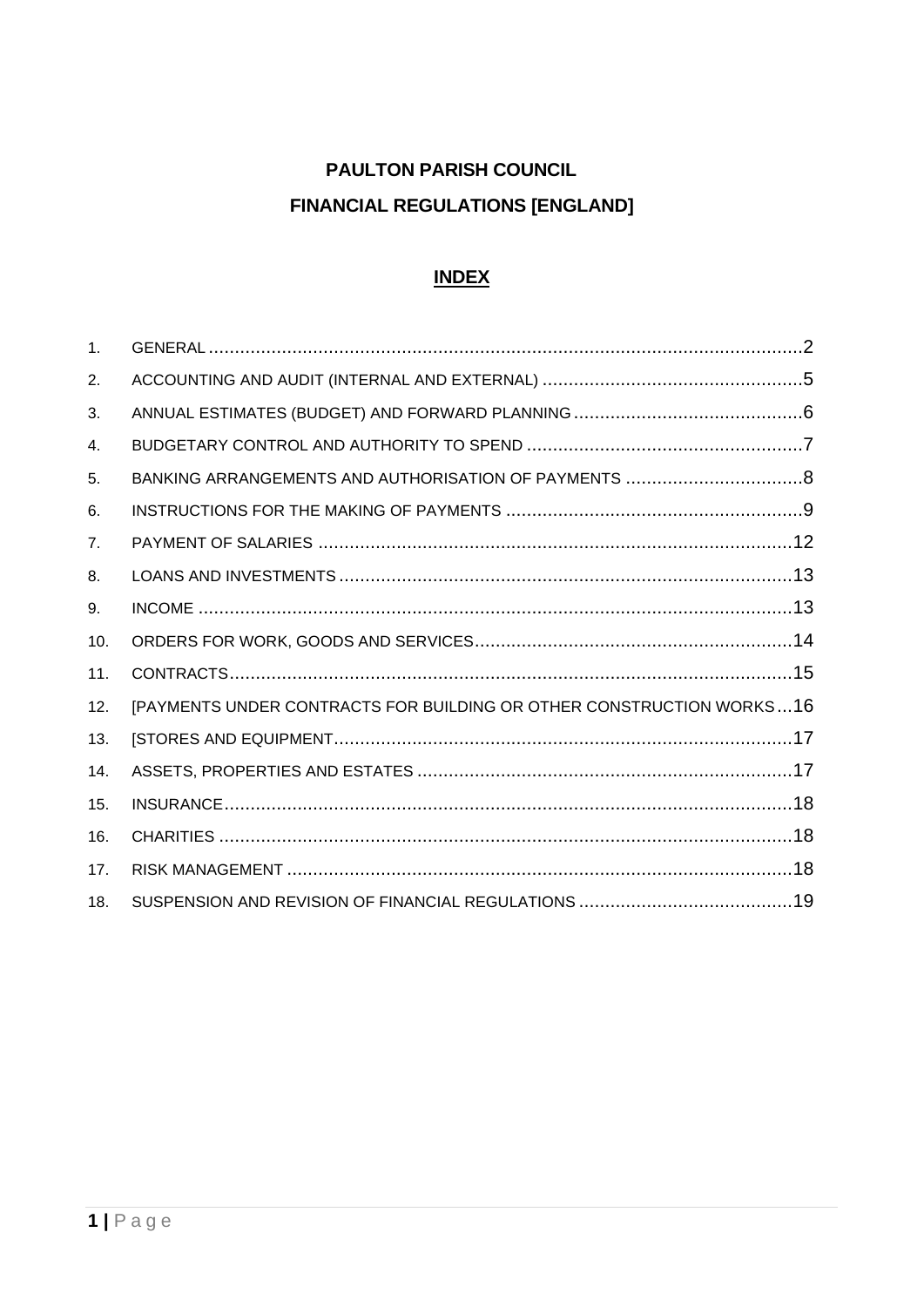# PAULTON PARISH COUNCIL

# FINANCIAL REGULATIONS [ENGLAND]

## INDEX

1. GENERAL ... 2
2. ACCOUNTING AND AUDIT (INTERNAL AND EXTERNAL) ... 5
3. ANNUAL ESTIMATES (BUDGET) AND FORWARD PLANNING ... 6
4. BUDGETARY CONTROL AND AUTHORITY TO SPEND ... 7
5. BANKING ARRANGEMENTS AND AUTHORISATION OF PAYMENTS ... 8
6. INSTRUCTIONS FOR THE MAKING OF PAYMENTS ... 9
7. PAYMENT OF SALARIES ... 12
8. LOANS AND INVESTMENTS ... 13
9. INCOME ... 13
10. ORDERS FOR WORK, GOODS AND SERVICES ... 14
11. CONTRACTS ... 15
12. [PAYMENTS UNDER CONTRACTS FOR BUILDING OR OTHER CONSTRUCTION WORKS ... 16
13. [STORES AND EQUIPMENT ... 17
14. ASSETS, PROPERTIES AND ESTATES ... 17
15. INSURANCE ... 18
16. CHARITIES ... 18
17. RISK MANAGEMENT ... 18
18. SUSPENSION AND REVISION OF FINANCIAL REGULATIONS ... 19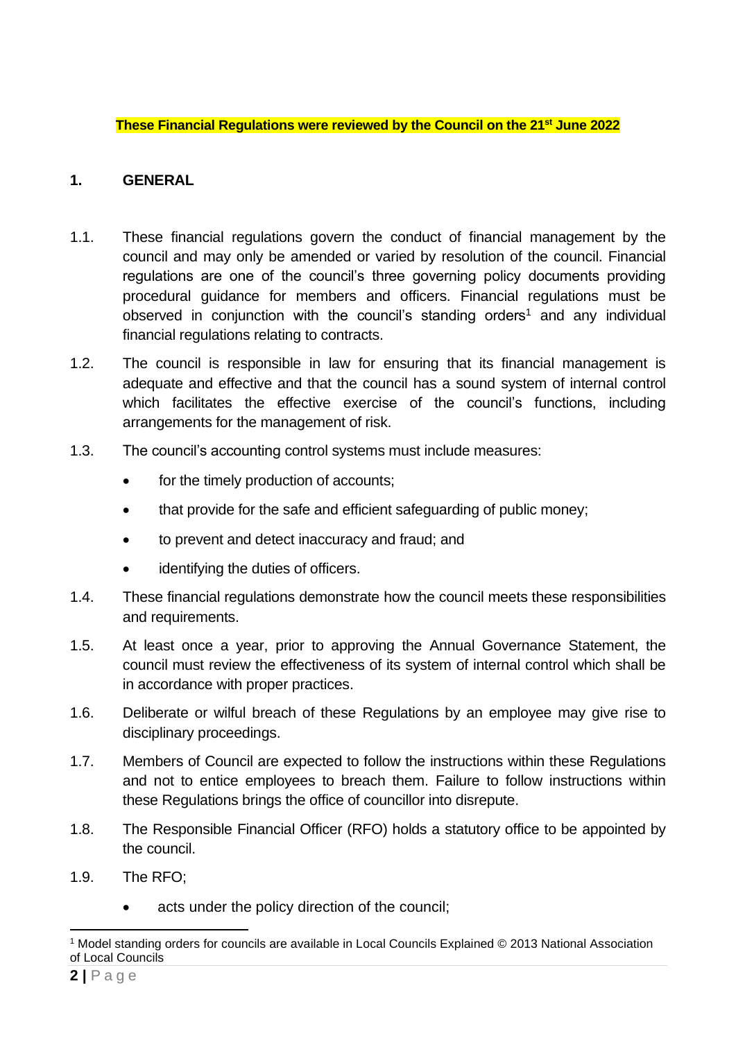**These Financial Regulations were reviewed by the Council on the 21st June 2022**

## 1. GENERAL

1.1. These financial regulations govern the conduct of financial management by the council and may only be amended or varied by resolution of the council. Financial regulations are one of the council's three governing policy documents providing procedural guidance for members and officers. Financial regulations must be observed in conjunction with the council's standing orders[1] and any individual financial regulations relating to contracts.

1.2. The council is responsible in law for ensuring that its financial management is adequate and effective and that the council has a sound system of internal control which facilitates the effective exercise of the council's functions, including arrangements for the management of risk.

1.3. The council's accounting control systems must include measures:

- for the timely production of accounts;
- that provide for the safe and efficient safeguarding of public money;
- to prevent and detect inaccuracy and fraud; and
- identifying the duties of officers.

1.4. These financial regulations demonstrate how the council meets these responsibilities and requirements.

1.5. At least once a year, prior to approving the Annual Governance Statement, the council must review the effectiveness of its system of internal control which shall be in accordance with proper practices.

1.6. Deliberate or wilful breach of these Regulations by an employee may give rise to disciplinary proceedings.

1.7. Members of Council are expected to follow the instructions within these Regulations and not to entice employees to breach them. Failure to follow instructions within these Regulations brings the office of councillor into disrepute.

1.8. The Responsible Financial Officer (RFO) holds a statutory office to be appointed by the council.

1.9. The RFO;

- acts under the policy direction of the council;

[1] Model standing orders for councils are available in Local Councils Explained © 2013 National Association of Local Councils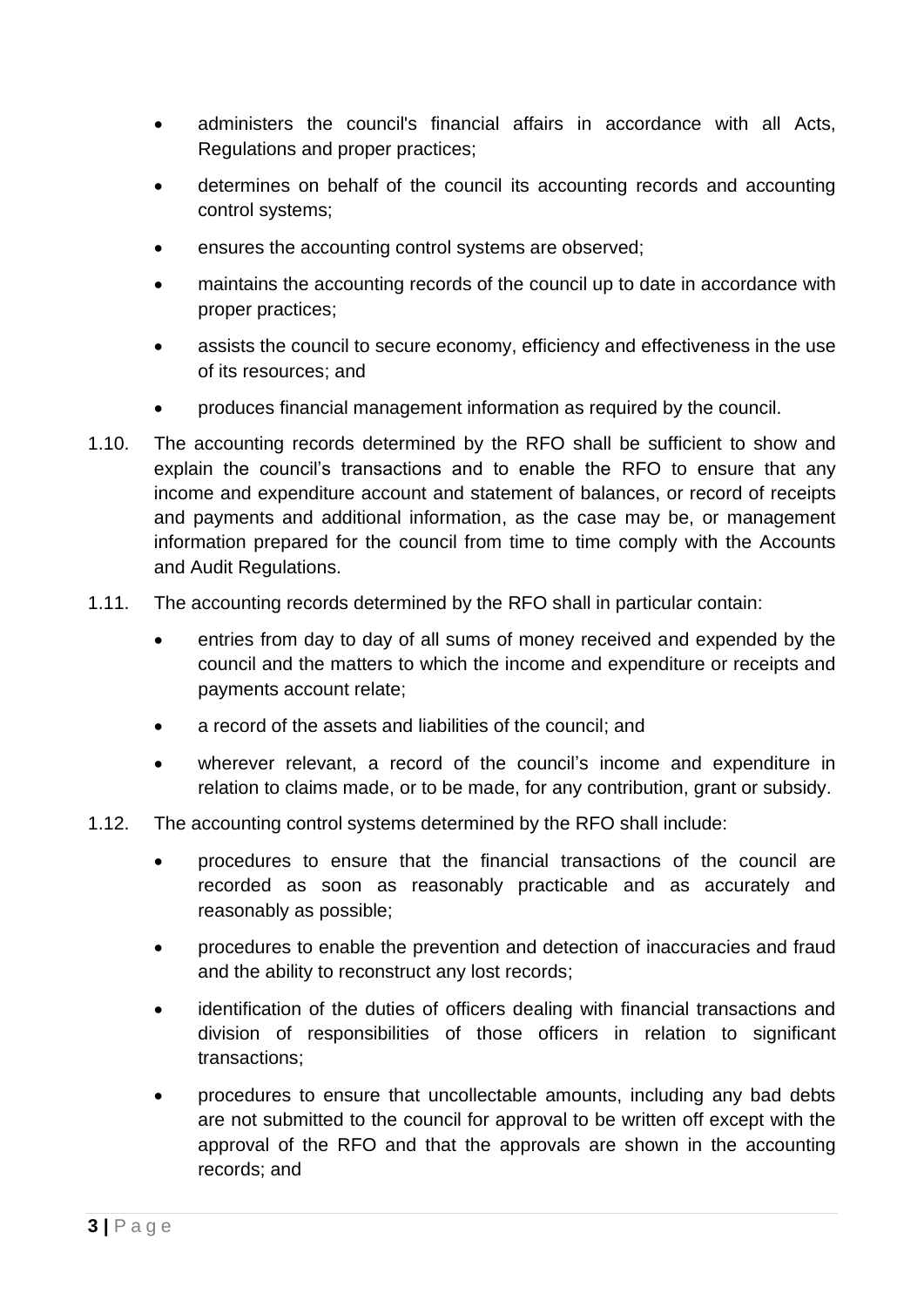- administers the council's financial affairs in accordance with all Acts, Regulations and proper practices;
- determines on behalf of the council its accounting records and accounting control systems;
- ensures the accounting control systems are observed;
- maintains the accounting records of the council up to date in accordance with proper practices;
- assists the council to secure economy, efficiency and effectiveness in the use of its resources; and
- produces financial management information as required by the council.

1.10. The accounting records determined by the RFO shall be sufficient to show and explain the council's transactions and to enable the RFO to ensure that any income and expenditure account and statement of balances, or record of receipts and payments and additional information, as the case may be, or management information prepared for the council from time to time comply with the Accounts and Audit Regulations.

1.11. The accounting records determined by the RFO shall in particular contain:

- entries from day to day of all sums of money received and expended by the council and the matters to which the income and expenditure or receipts and payments account relate;
- a record of the assets and liabilities of the council; and
- wherever relevant, a record of the council's income and expenditure in relation to claims made, or to be made, for any contribution, grant or subsidy.

1.12. The accounting control systems determined by the RFO shall include:

- procedures to ensure that the financial transactions of the council are recorded as soon as reasonably practicable and as accurately and reasonably as possible;
- procedures to enable the prevention and detection of inaccuracies and fraud and the ability to reconstruct any lost records;
- identification of the duties of officers dealing with financial transactions and division of responsibilities of those officers in relation to significant transactions;
- procedures to ensure that uncollectable amounts, including any bad debts are not submitted to the council for approval to be written off except with the approval of the RFO and that the approvals are shown in the accounting records; and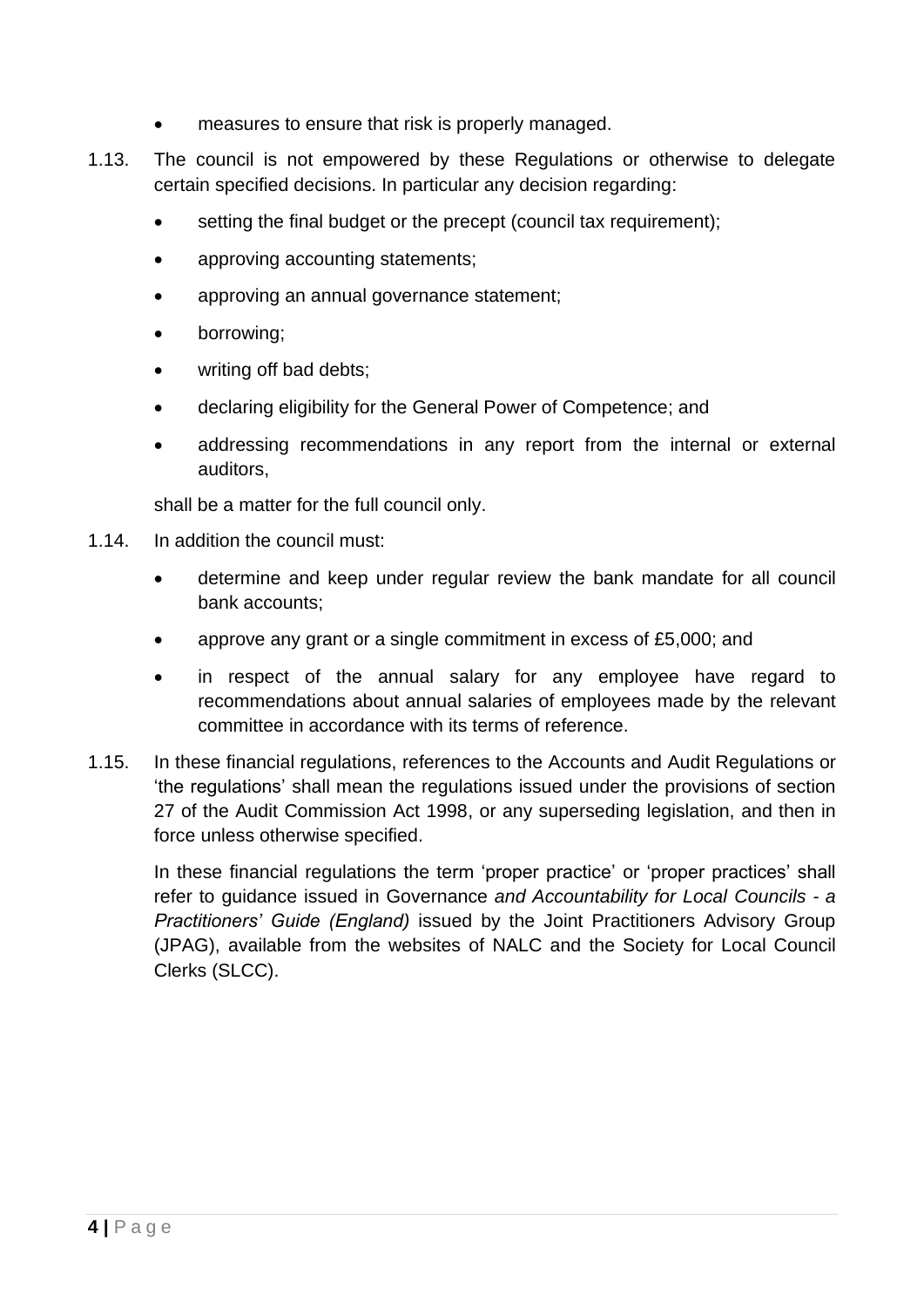- measures to ensure that risk is properly managed.

1.13. The council is not empowered by these Regulations or otherwise to delegate certain specified decisions. In particular any decision regarding:

- setting the final budget or the precept (council tax requirement);
- approving accounting statements;
- approving an annual governance statement;
- borrowing;
- writing off bad debts;
- declaring eligibility for the General Power of Competence; and
- addressing recommendations in any report from the internal or external auditors,

shall be a matter for the full council only.

1.14. In addition the council must:

- determine and keep under regular review the bank mandate for all council bank accounts;
- approve any grant or a single commitment in excess of £5,000; and
- in respect of the annual salary for any employee have regard to recommendations about annual salaries of employees made by the relevant committee in accordance with its terms of reference.

1.15. In these financial regulations, references to the Accounts and Audit Regulations or 'the regulations' shall mean the regulations issued under the provisions of section 27 of the Audit Commission Act 1998, or any superseding legislation, and then in force unless otherwise specified.

In these financial regulations the term 'proper practice' or 'proper practices' shall refer to guidance issued in Governance *and Accountability for Local Councils - a Practitioners' Guide (England)* issued by the Joint Practitioners Advisory Group (JPAG), available from the websites of NALC and the Society for Local Council Clerks (SLCC).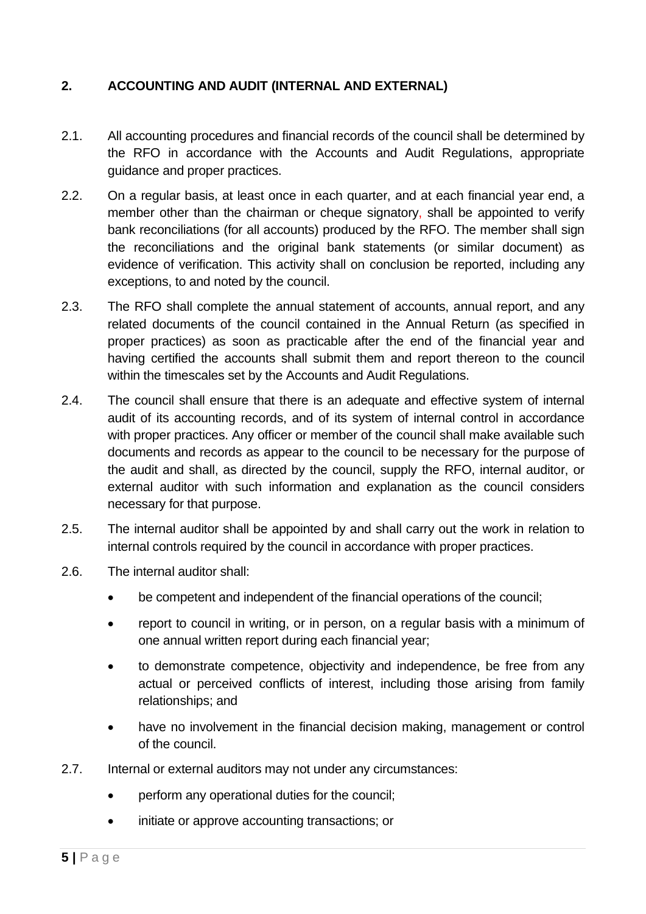## 2. ACCOUNTING AND AUDIT (INTERNAL AND EXTERNAL)

2.1. All accounting procedures and financial records of the council shall be determined by the RFO in accordance with the Accounts and Audit Regulations, appropriate guidance and proper practices.

2.2. On a regular basis, at least once in each quarter, and at each financial year end, a member other than the chairman or cheque signatory, shall be appointed to verify bank reconciliations (for all accounts) produced by the RFO. The member shall sign the reconciliations and the original bank statements (or similar document) as evidence of verification. This activity shall on conclusion be reported, including any exceptions, to and noted by the council.

2.3. The RFO shall complete the annual statement of accounts, annual report, and any related documents of the council contained in the Annual Return (as specified in proper practices) as soon as practicable after the end of the financial year and having certified the accounts shall submit them and report thereon to the council within the timescales set by the Accounts and Audit Regulations.

2.4. The council shall ensure that there is an adequate and effective system of internal audit of its accounting records, and of its system of internal control in accordance with proper practices. Any officer or member of the council shall make available such documents and records as appear to the council to be necessary for the purpose of the audit and shall, as directed by the council, supply the RFO, internal auditor, or external auditor with such information and explanation as the council considers necessary for that purpose.

2.5. The internal auditor shall be appointed by and shall carry out the work in relation to internal controls required by the council in accordance with proper practices.

2.6. The internal auditor shall:

- be competent and independent of the financial operations of the council;
- report to council in writing, or in person, on a regular basis with a minimum of one annual written report during each financial year;
- to demonstrate competence, objectivity and independence, be free from any actual or perceived conflicts of interest, including those arising from family relationships; and
- have no involvement in the financial decision making, management or control of the council.

2.7. Internal or external auditors may not under any circumstances:

- perform any operational duties for the council;
- initiate or approve accounting transactions; or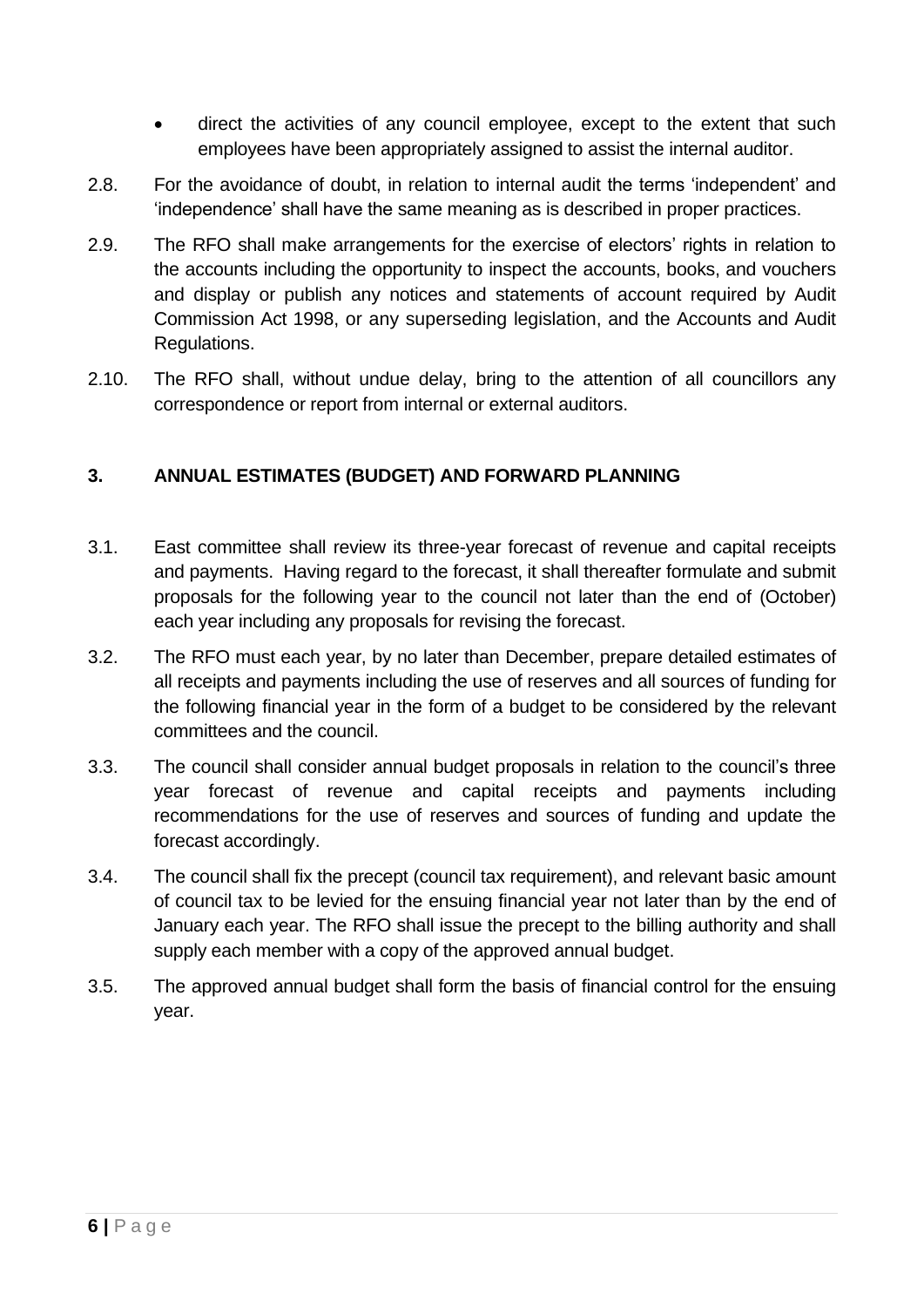- direct the activities of any council employee, except to the extent that such employees have been appropriately assigned to assist the internal auditor.

2.8. For the avoidance of doubt, in relation to internal audit the terms 'independent' and 'independence' shall have the same meaning as is described in proper practices.

2.9. The RFO shall make arrangements for the exercise of electors' rights in relation to the accounts including the opportunity to inspect the accounts, books, and vouchers and display or publish any notices and statements of account required by Audit Commission Act 1998, or any superseding legislation, and the Accounts and Audit Regulations.

2.10. The RFO shall, without undue delay, bring to the attention of all councillors any correspondence or report from internal or external auditors.

## 3. ANNUAL ESTIMATES (BUDGET) AND FORWARD PLANNING

3.1. East committee shall review its three-year forecast of revenue and capital receipts and payments. Having regard to the forecast, it shall thereafter formulate and submit proposals for the following year to the council not later than the end of (October) each year including any proposals for revising the forecast.

3.2. The RFO must each year, by no later than December, prepare detailed estimates of all receipts and payments including the use of reserves and all sources of funding for the following financial year in the form of a budget to be considered by the relevant committees and the council.

3.3. The council shall consider annual budget proposals in relation to the council's three year forecast of revenue and capital receipts and payments including recommendations for the use of reserves and sources of funding and update the forecast accordingly.

3.4. The council shall fix the precept (council tax requirement), and relevant basic amount of council tax to be levied for the ensuing financial year not later than by the end of January each year. The RFO shall issue the precept to the billing authority and shall supply each member with a copy of the approved annual budget.

3.5. The approved annual budget shall form the basis of financial control for the ensuing year.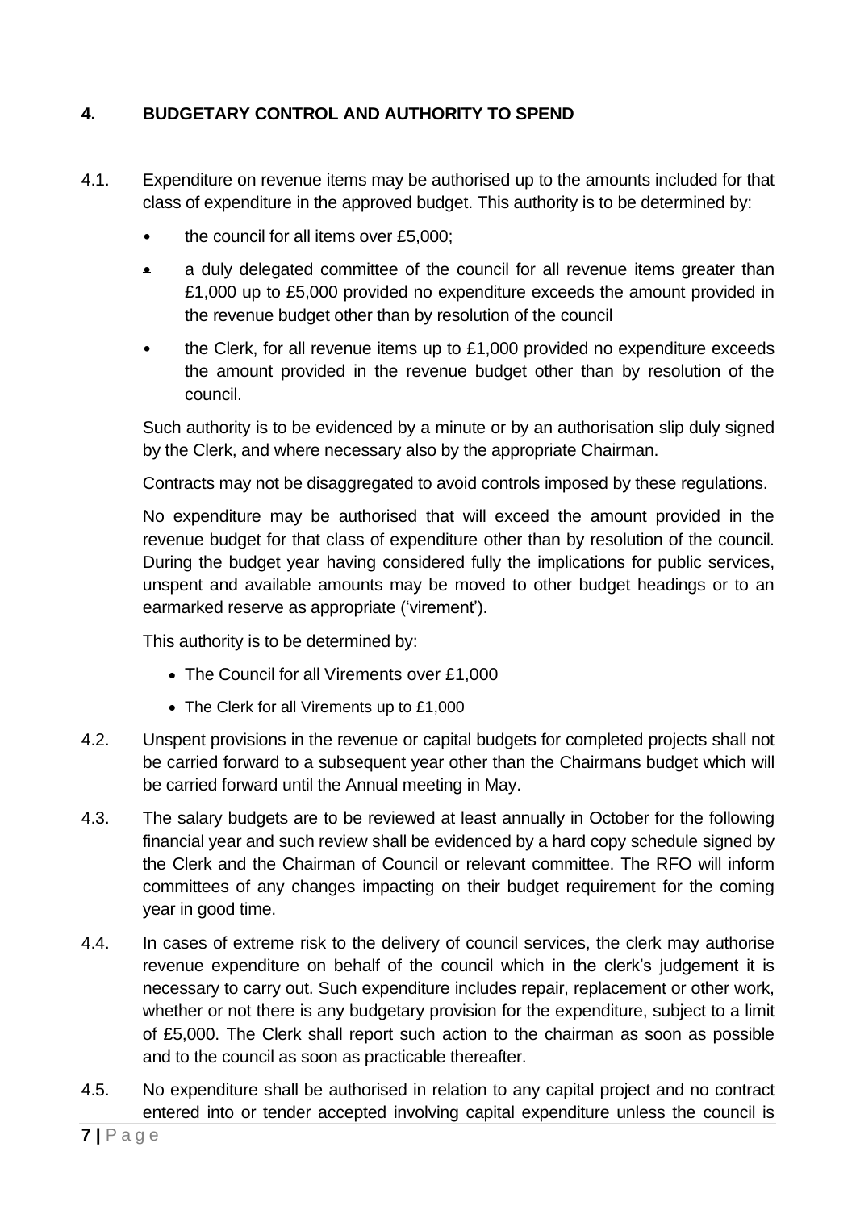## 4. BUDGETARY CONTROL AND AUTHORITY TO SPEND

4.1. Expenditure on revenue items may be authorised up to the amounts included for that class of expenditure in the approved budget. This authority is to be determined by:

- the council for all items over £5,000;
- a duly delegated committee of the council for all revenue items greater than £1,000 up to £5,000 provided no expenditure exceeds the amount provided in the revenue budget other than by resolution of the council
- the Clerk, for all revenue items up to £1,000 provided no expenditure exceeds the amount provided in the revenue budget other than by resolution of the council.

Such authority is to be evidenced by a minute or by an authorisation slip duly signed by the Clerk, and where necessary also by the appropriate Chairman.

Contracts may not be disaggregated to avoid controls imposed by these regulations.

No expenditure may be authorised that will exceed the amount provided in the revenue budget for that class of expenditure other than by resolution of the council. During the budget year having considered fully the implications for public services, unspent and available amounts may be moved to other budget headings or to an earmarked reserve as appropriate ('virement').

This authority is to be determined by:

- The Council for all Virements over £1,000
- The Clerk for all Virements up to £1,000

4.2. Unspent provisions in the revenue or capital budgets for completed projects shall not be carried forward to a subsequent year other than the Chairmans budget which will be carried forward until the Annual meeting in May.

4.3. The salary budgets are to be reviewed at least annually in October for the following financial year and such review shall be evidenced by a hard copy schedule signed by the Clerk and the Chairman of Council or relevant committee. The RFO will inform committees of any changes impacting on their budget requirement for the coming year in good time.

4.4. In cases of extreme risk to the delivery of council services, the clerk may authorise revenue expenditure on behalf of the council which in the clerk's judgement it is necessary to carry out. Such expenditure includes repair, replacement or other work, whether or not there is any budgetary provision for the expenditure, subject to a limit of £5,000. The Clerk shall report such action to the chairman as soon as possible and to the council as soon as practicable thereafter.

4.5. No expenditure shall be authorised in relation to any capital project and no contract entered into or tender accepted involving capital expenditure unless the council is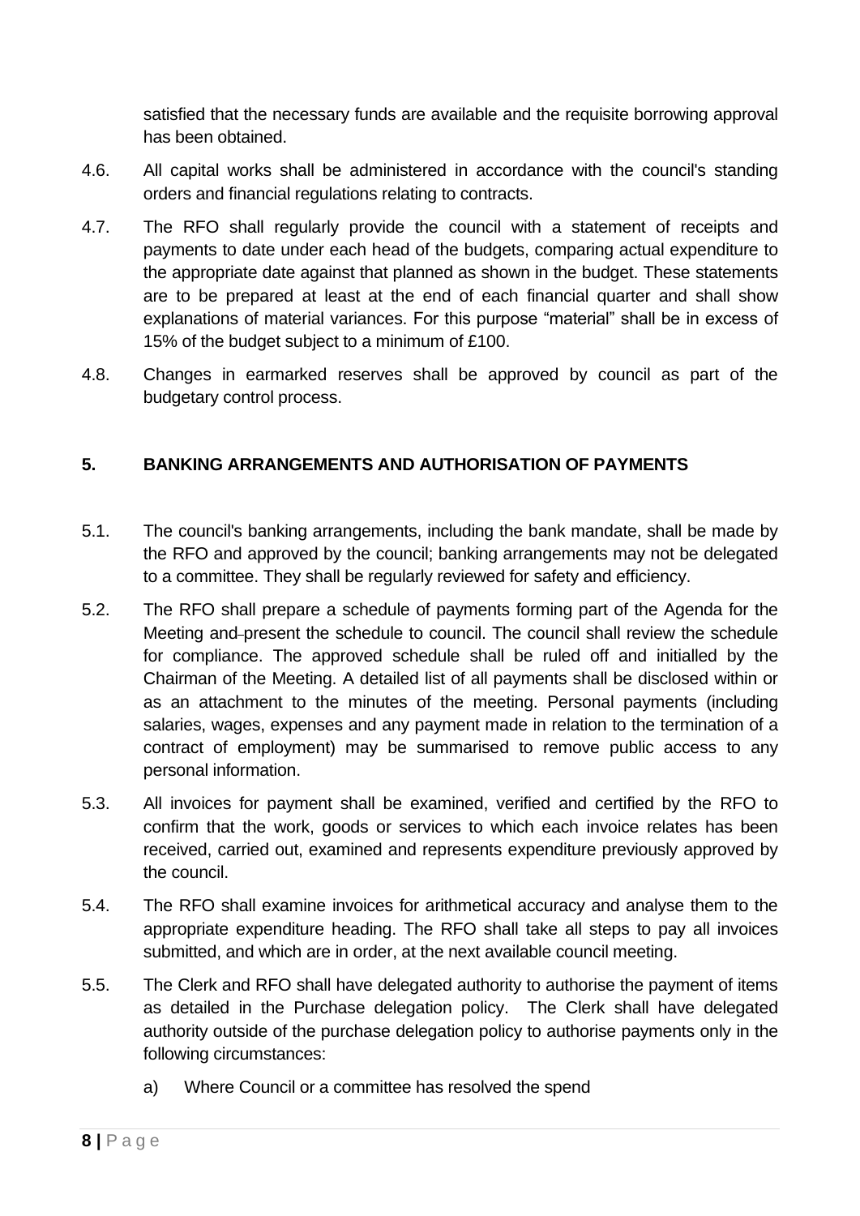satisfied that the necessary funds are available and the requisite borrowing approval has been obtained.

4.6. All capital works shall be administered in accordance with the council's standing orders and financial regulations relating to contracts.

4.7. The RFO shall regularly provide the council with a statement of receipts and payments to date under each head of the budgets, comparing actual expenditure to the appropriate date against that planned as shown in the budget. These statements are to be prepared at least at the end of each financial quarter and shall show explanations of material variances. For this purpose "material" shall be in excess of 15% of the budget subject to a minimum of £100.

4.8. Changes in earmarked reserves shall be approved by council as part of the budgetary control process.

## 5. BANKING ARRANGEMENTS AND AUTHORISATION OF PAYMENTS

5.1. The council's banking arrangements, including the bank mandate, shall be made by the RFO and approved by the council; banking arrangements may not be delegated to a committee. They shall be regularly reviewed for safety and efficiency.

5.2. The RFO shall prepare a schedule of payments forming part of the Agenda for the Meeting and present the schedule to council. The council shall review the schedule for compliance. The approved schedule shall be ruled off and initialled by the Chairman of the Meeting. A detailed list of all payments shall be disclosed within or as an attachment to the minutes of the meeting. Personal payments (including salaries, wages, expenses and any payment made in relation to the termination of a contract of employment) may be summarised to remove public access to any personal information.

5.3. All invoices for payment shall be examined, verified and certified by the RFO to confirm that the work, goods or services to which each invoice relates has been received, carried out, examined and represents expenditure previously approved by the council.

5.4. The RFO shall examine invoices for arithmetical accuracy and analyse them to the appropriate expenditure heading. The RFO shall take all steps to pay all invoices submitted, and which are in order, at the next available council meeting.

5.5. The Clerk and RFO shall have delegated authority to authorise the payment of items as detailed in the Purchase delegation policy. The Clerk shall have delegated authority outside of the purchase delegation policy to authorise payments only in the following circumstances:

a) Where Council or a committee has resolved the spend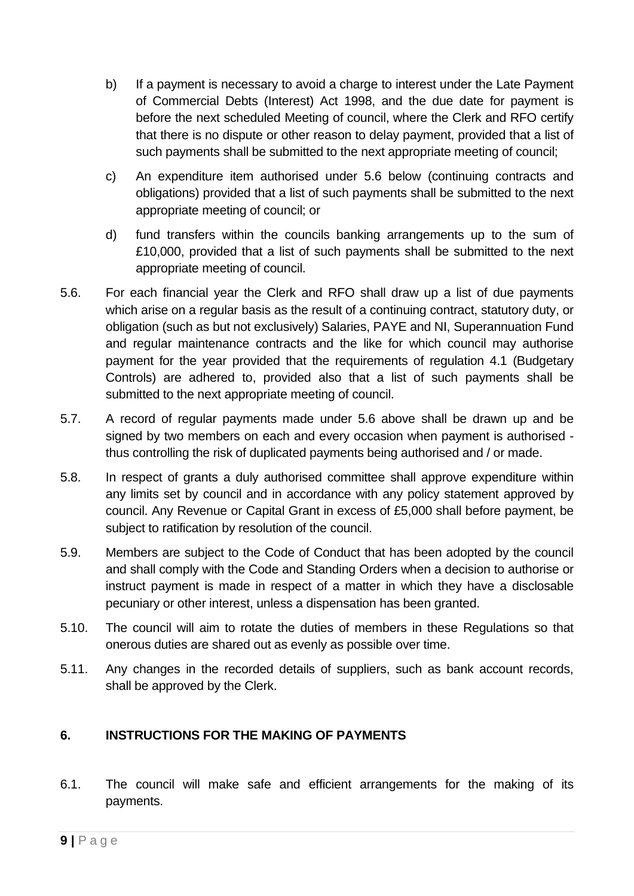b) If a payment is necessary to avoid a charge to interest under the Late Payment of Commercial Debts (Interest) Act 1998, and the due date for payment is before the next scheduled Meeting of council, where the Clerk and RFO certify that there is no dispute or other reason to delay payment, provided that a list of such payments shall be submitted to the next appropriate meeting of council;

c) An expenditure item authorised under 5.6 below (continuing contracts and obligations) provided that a list of such payments shall be submitted to the next appropriate meeting of council; or

d) fund transfers within the councils banking arrangements up to the sum of £10,000, provided that a list of such payments shall be submitted to the next appropriate meeting of council.

5.6. For each financial year the Clerk and RFO shall draw up a list of due payments which arise on a regular basis as the result of a continuing contract, statutory duty, or obligation (such as but not exclusively) Salaries, PAYE and NI, Superannuation Fund and regular maintenance contracts and the like for which council may authorise payment for the year provided that the requirements of regulation 4.1 (Budgetary Controls) are adhered to, provided also that a list of such payments shall be submitted to the next appropriate meeting of council.

5.7. A record of regular payments made under 5.6 above shall be drawn up and be signed by two members on each and every occasion when payment is authorised - thus controlling the risk of duplicated payments being authorised and / or made.

5.8. In respect of grants a duly authorised committee shall approve expenditure within any limits set by council and in accordance with any policy statement approved by council. Any Revenue or Capital Grant in excess of £5,000 shall before payment, be subject to ratification by resolution of the council.

5.9. Members are subject to the Code of Conduct that has been adopted by the council and shall comply with the Code and Standing Orders when a decision to authorise or instruct payment is made in respect of a matter in which they have a disclosable pecuniary or other interest, unless a dispensation has been granted.

5.10. The council will aim to rotate the duties of members in these Regulations so that onerous duties are shared out as evenly as possible over time.

5.11. Any changes in the recorded details of suppliers, such as bank account records, shall be approved by the Clerk.

## 6. INSTRUCTIONS FOR THE MAKING OF PAYMENTS

6.1. The council will make safe and efficient arrangements for the making of its payments.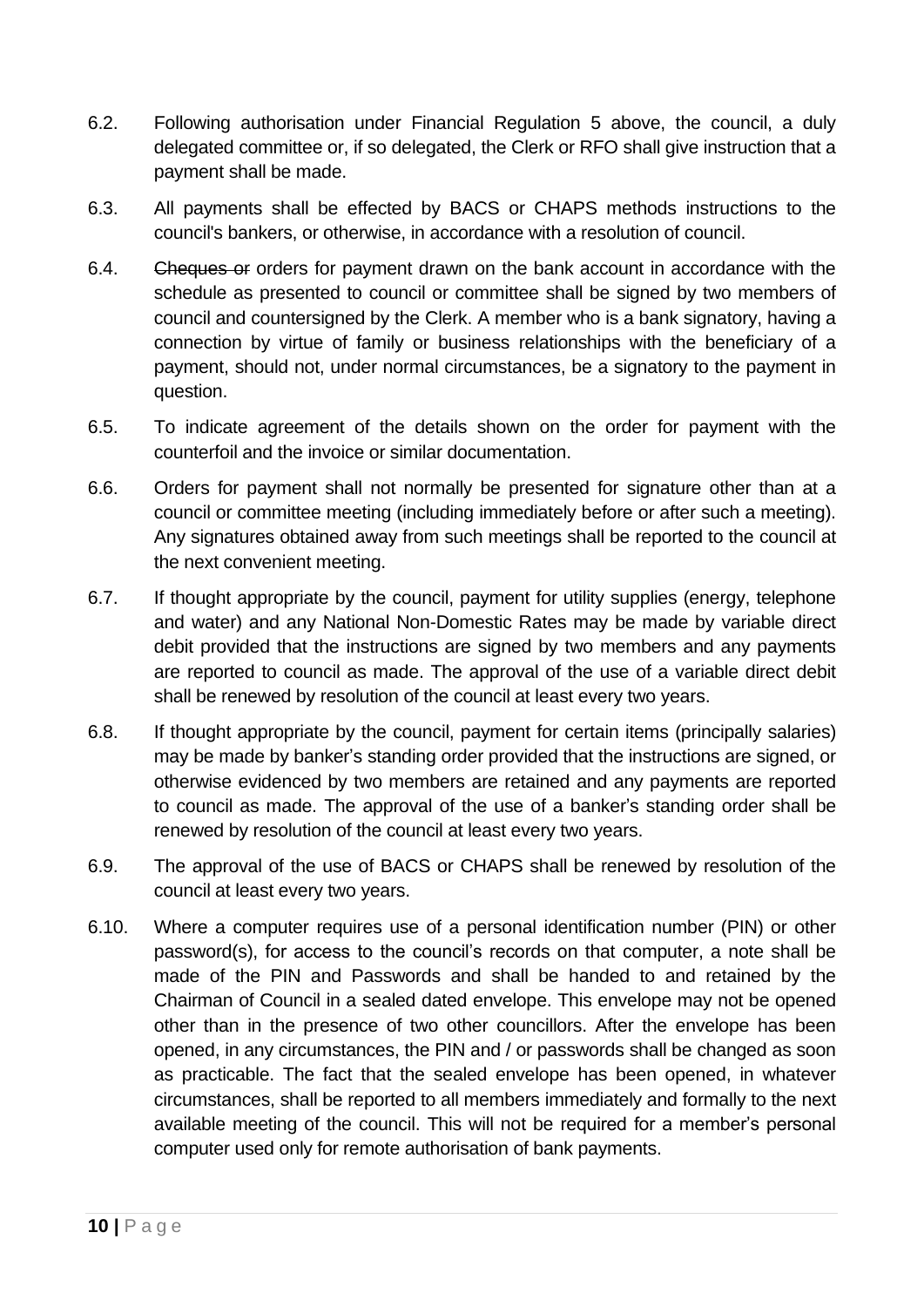6.2. Following authorisation under Financial Regulation 5 above, the council, a duly delegated committee or, if so delegated, the Clerk or RFO shall give instruction that a payment shall be made.

6.3. All payments shall be effected by BACS or CHAPS methods instructions to the council's bankers, or otherwise, in accordance with a resolution of council.

6.4. ~~Cheques or~~ orders for payment drawn on the bank account in accordance with the schedule as presented to council or committee shall be signed by two members of council and countersigned by the Clerk. A member who is a bank signatory, having a connection by virtue of family or business relationships with the beneficiary of a payment, should not, under normal circumstances, be a signatory to the payment in question.

6.5. To indicate agreement of the details shown on the order for payment with the counterfoil and the invoice or similar documentation.

6.6. Orders for payment shall not normally be presented for signature other than at a council or committee meeting (including immediately before or after such a meeting). Any signatures obtained away from such meetings shall be reported to the council at the next convenient meeting.

6.7. If thought appropriate by the council, payment for utility supplies (energy, telephone and water) and any National Non-Domestic Rates may be made by variable direct debit provided that the instructions are signed by two members and any payments are reported to council as made. The approval of the use of a variable direct debit shall be renewed by resolution of the council at least every two years.

6.8. If thought appropriate by the council, payment for certain items (principally salaries) may be made by banker's standing order provided that the instructions are signed, or otherwise evidenced by two members are retained and any payments are reported to council as made. The approval of the use of a banker's standing order shall be renewed by resolution of the council at least every two years.

6.9. The approval of the use of BACS or CHAPS shall be renewed by resolution of the council at least every two years.

6.10. Where a computer requires use of a personal identification number (PIN) or other password(s), for access to the council's records on that computer, a note shall be made of the PIN and Passwords and shall be handed to and retained by the Chairman of Council in a sealed dated envelope. This envelope may not be opened other than in the presence of two other councillors. After the envelope has been opened, in any circumstances, the PIN and / or passwords shall be changed as soon as practicable. The fact that the sealed envelope has been opened, in whatever circumstances, shall be reported to all members immediately and formally to the next available meeting of the council. This will not be required for a member's personal computer used only for remote authorisation of bank payments.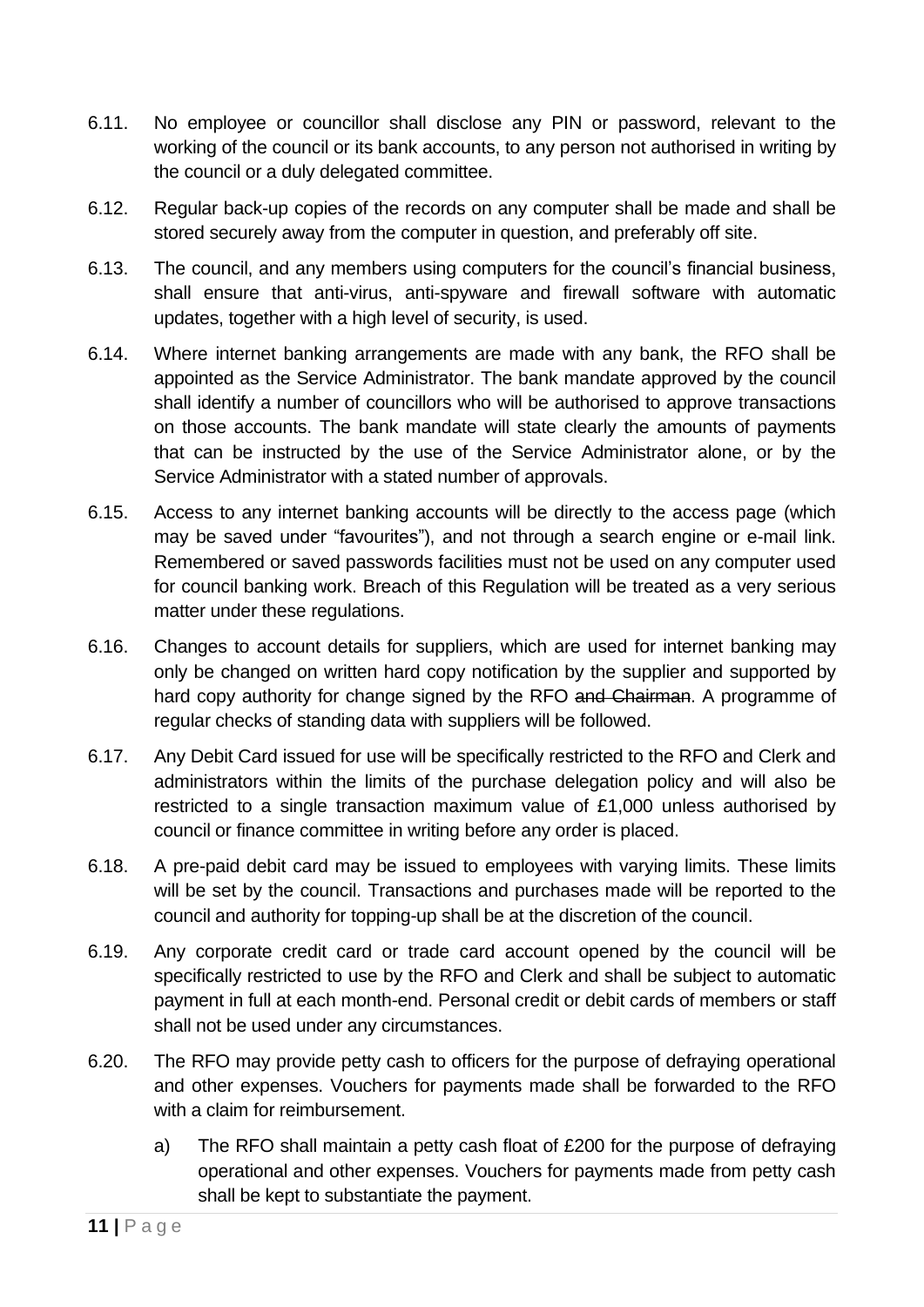6.11. No employee or councillor shall disclose any PIN or password, relevant to the working of the council or its bank accounts, to any person not authorised in writing by the council or a duly delegated committee.

6.12. Regular back-up copies of the records on any computer shall be made and shall be stored securely away from the computer in question, and preferably off site.

6.13. The council, and any members using computers for the council's financial business, shall ensure that anti-virus, anti-spyware and firewall software with automatic updates, together with a high level of security, is used.

6.14. Where internet banking arrangements are made with any bank, the RFO shall be appointed as the Service Administrator. The bank mandate approved by the council shall identify a number of councillors who will be authorised to approve transactions on those accounts. The bank mandate will state clearly the amounts of payments that can be instructed by the use of the Service Administrator alone, or by the Service Administrator with a stated number of approvals.

6.15. Access to any internet banking accounts will be directly to the access page (which may be saved under "favourites"), and not through a search engine or e-mail link. Remembered or saved passwords facilities must not be used on any computer used for council banking work. Breach of this Regulation will be treated as a very serious matter under these regulations.

6.16. Changes to account details for suppliers, which are used for internet banking may only be changed on written hard copy notification by the supplier and supported by hard copy authority for change signed by the RFO ~~and Chairman~~. A programme of regular checks of standing data with suppliers will be followed.

6.17. Any Debit Card issued for use will be specifically restricted to the RFO and Clerk and administrators within the limits of the purchase delegation policy and will also be restricted to a single transaction maximum value of £1,000 unless authorised by council or finance committee in writing before any order is placed.

6.18. A pre-paid debit card may be issued to employees with varying limits. These limits will be set by the council. Transactions and purchases made will be reported to the council and authority for topping-up shall be at the discretion of the council.

6.19. Any corporate credit card or trade card account opened by the council will be specifically restricted to use by the RFO and Clerk and shall be subject to automatic payment in full at each month-end. Personal credit or debit cards of members or staff shall not be used under any circumstances.

6.20. The RFO may provide petty cash to officers for the purpose of defraying operational and other expenses. Vouchers for payments made shall be forwarded to the RFO with a claim for reimbursement.

   a) The RFO shall maintain a petty cash float of £200 for the purpose of defraying operational and other expenses. Vouchers for payments made from petty cash shall be kept to substantiate the payment.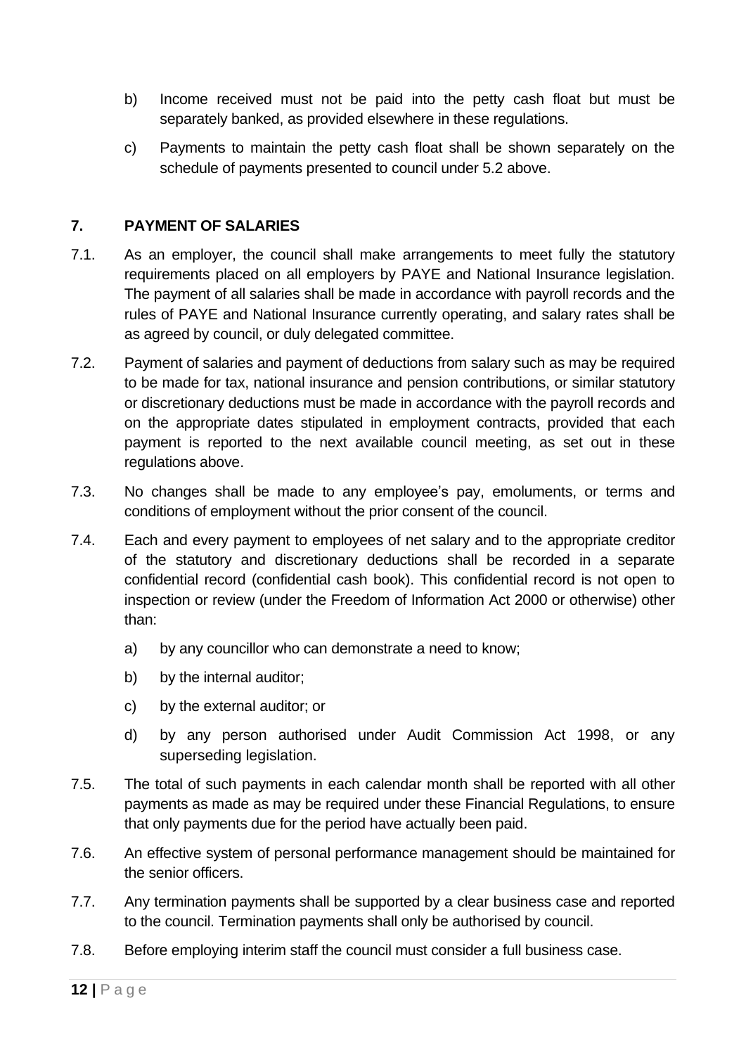b) Income received must not be paid into the petty cash float but must be separately banked, as provided elsewhere in these regulations.

c) Payments to maintain the petty cash float shall be shown separately on the schedule of payments presented to council under 5.2 above.

## 7. PAYMENT OF SALARIES

7.1. As an employer, the council shall make arrangements to meet fully the statutory requirements placed on all employers by PAYE and National Insurance legislation. The payment of all salaries shall be made in accordance with payroll records and the rules of PAYE and National Insurance currently operating, and salary rates shall be as agreed by council, or duly delegated committee.

7.2. Payment of salaries and payment of deductions from salary such as may be required to be made for tax, national insurance and pension contributions, or similar statutory or discretionary deductions must be made in accordance with the payroll records and on the appropriate dates stipulated in employment contracts, provided that each payment is reported to the next available council meeting, as set out in these regulations above.

7.3. No changes shall be made to any employee's pay, emoluments, or terms and conditions of employment without the prior consent of the council.

7.4. Each and every payment to employees of net salary and to the appropriate creditor of the statutory and discretionary deductions shall be recorded in a separate confidential record (confidential cash book). This confidential record is not open to inspection or review (under the Freedom of Information Act 2000 or otherwise) other than:

a) by any councillor who can demonstrate a need to know;

b) by the internal auditor;

c) by the external auditor; or

d) by any person authorised under Audit Commission Act 1998, or any superseding legislation.

7.5. The total of such payments in each calendar month shall be reported with all other payments as made as may be required under these Financial Regulations, to ensure that only payments due for the period have actually been paid.

7.6. An effective system of personal performance management should be maintained for the senior officers.

7.7. Any termination payments shall be supported by a clear business case and reported to the council. Termination payments shall only be authorised by council.

7.8. Before employing interim staff the council must consider a full business case.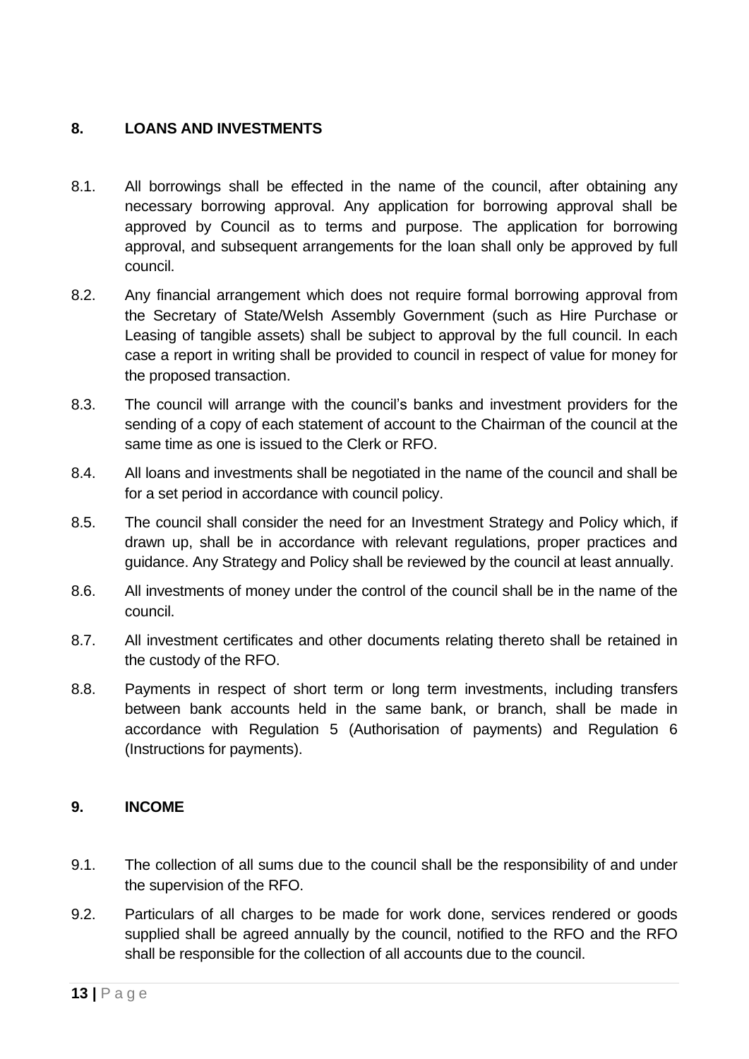## 8. LOANS AND INVESTMENTS

8.1. All borrowings shall be effected in the name of the council, after obtaining any necessary borrowing approval. Any application for borrowing approval shall be approved by Council as to terms and purpose. The application for borrowing approval, and subsequent arrangements for the loan shall only be approved by full council.

8.2. Any financial arrangement which does not require formal borrowing approval from the Secretary of State/Welsh Assembly Government (such as Hire Purchase or Leasing of tangible assets) shall be subject to approval by the full council. In each case a report in writing shall be provided to council in respect of value for money for the proposed transaction.

8.3. The council will arrange with the council's banks and investment providers for the sending of a copy of each statement of account to the Chairman of the council at the same time as one is issued to the Clerk or RFO.

8.4. All loans and investments shall be negotiated in the name of the council and shall be for a set period in accordance with council policy.

8.5. The council shall consider the need for an Investment Strategy and Policy which, if drawn up, shall be in accordance with relevant regulations, proper practices and guidance. Any Strategy and Policy shall be reviewed by the council at least annually.

8.6. All investments of money under the control of the council shall be in the name of the council.

8.7. All investment certificates and other documents relating thereto shall be retained in the custody of the RFO.

8.8. Payments in respect of short term or long term investments, including transfers between bank accounts held in the same bank, or branch, shall be made in accordance with Regulation 5 (Authorisation of payments) and Regulation 6 (Instructions for payments).

## 9. INCOME

9.1. The collection of all sums due to the council shall be the responsibility of and under the supervision of the RFO.

9.2. Particulars of all charges to be made for work done, services rendered or goods supplied shall be agreed annually by the council, notified to the RFO and the RFO shall be responsible for the collection of all accounts due to the council.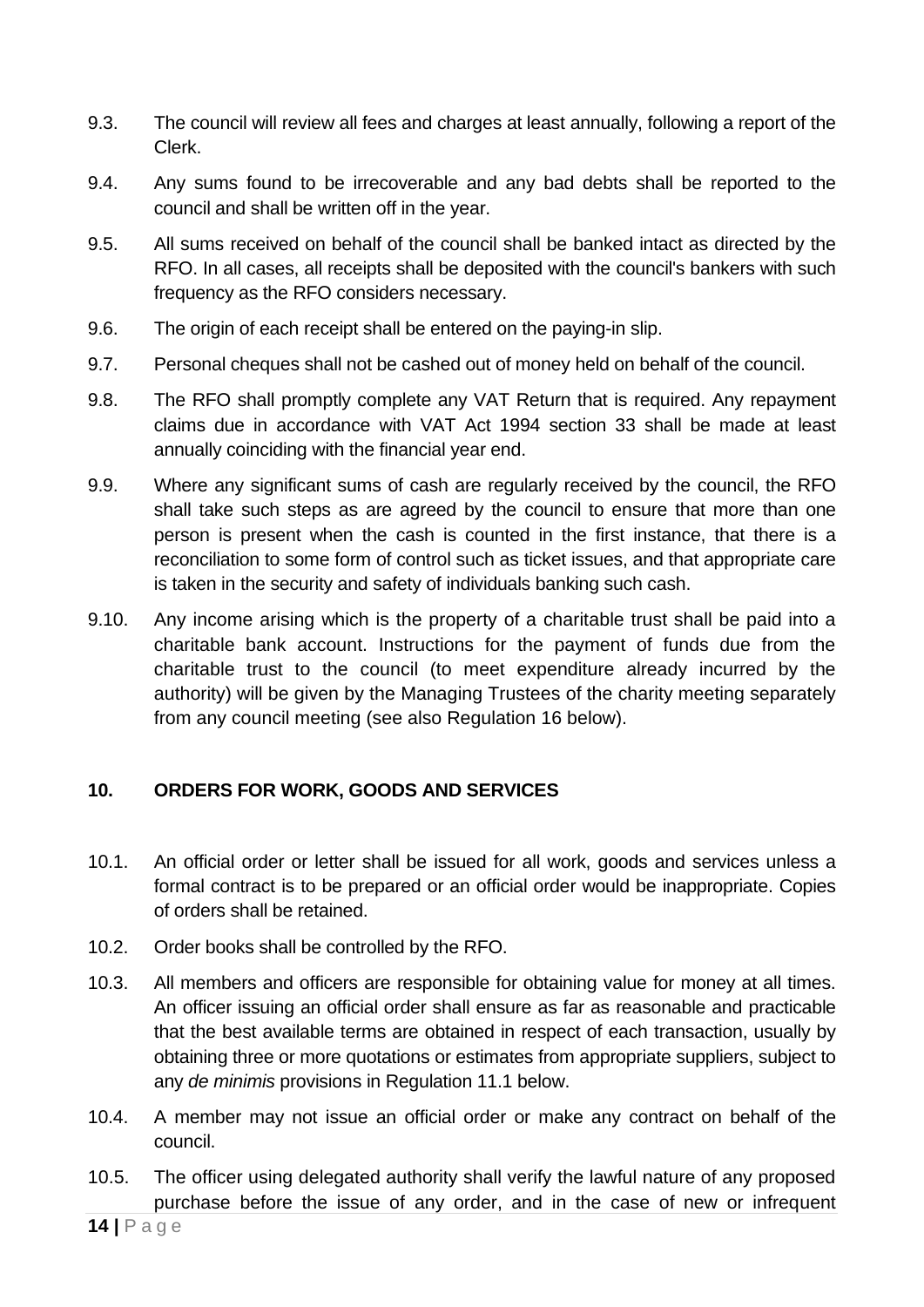9.3. The council will review all fees and charges at least annually, following a report of the Clerk.

9.4. Any sums found to be irrecoverable and any bad debts shall be reported to the council and shall be written off in the year.

9.5. All sums received on behalf of the council shall be banked intact as directed by the RFO. In all cases, all receipts shall be deposited with the council's bankers with such frequency as the RFO considers necessary.

9.6. The origin of each receipt shall be entered on the paying-in slip.

9.7. Personal cheques shall not be cashed out of money held on behalf of the council.

9.8. The RFO shall promptly complete any VAT Return that is required. Any repayment claims due in accordance with VAT Act 1994 section 33 shall be made at least annually coinciding with the financial year end.

9.9. Where any significant sums of cash are regularly received by the council, the RFO shall take such steps as are agreed by the council to ensure that more than one person is present when the cash is counted in the first instance, that there is a reconciliation to some form of control such as ticket issues, and that appropriate care is taken in the security and safety of individuals banking such cash.

9.10. Any income arising which is the property of a charitable trust shall be paid into a charitable bank account. Instructions for the payment of funds due from the charitable trust to the council (to meet expenditure already incurred by the authority) will be given by the Managing Trustees of the charity meeting separately from any council meeting (see also Regulation 16 below).

## 10. ORDERS FOR WORK, GOODS AND SERVICES

10.1. An official order or letter shall be issued for all work, goods and services unless a formal contract is to be prepared or an official order would be inappropriate. Copies of orders shall be retained.

10.2. Order books shall be controlled by the RFO.

10.3. All members and officers are responsible for obtaining value for money at all times. An officer issuing an official order shall ensure as far as reasonable and practicable that the best available terms are obtained in respect of each transaction, usually by obtaining three or more quotations or estimates from appropriate suppliers, subject to any *de minimis* provisions in Regulation 11.1 below.

10.4. A member may not issue an official order or make any contract on behalf of the council.

10.5. The officer using delegated authority shall verify the lawful nature of any proposed purchase before the issue of any order, and in the case of new or infrequent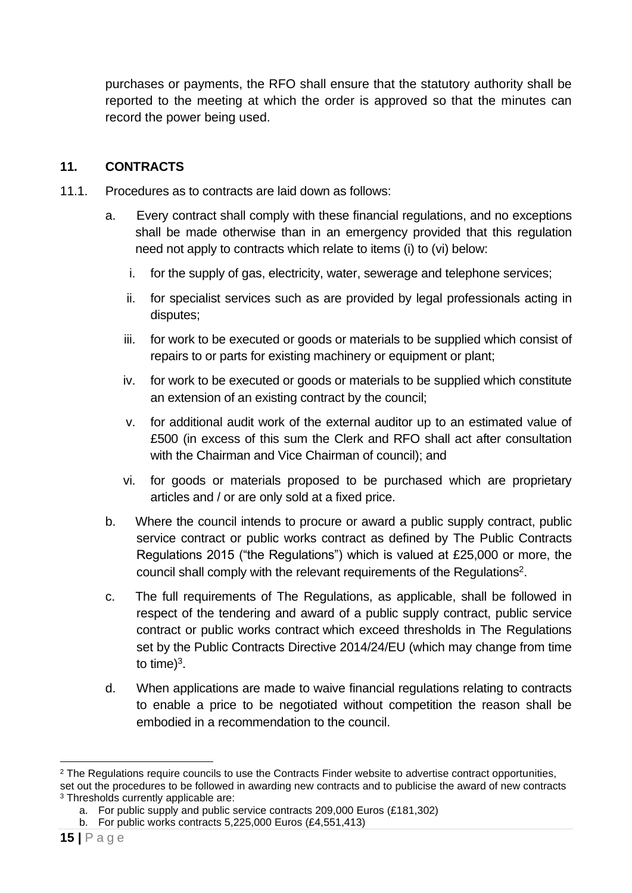purchases or payments, the RFO shall ensure that the statutory authority shall be reported to the meeting at which the order is approved so that the minutes can record the power being used.

## 11. CONTRACTS

11.1. Procedures as to contracts are laid down as follows:

a. Every contract shall comply with these financial regulations, and no exceptions shall be made otherwise than in an emergency provided that this regulation need not apply to contracts which relate to items (i) to (vi) below:

   i. for the supply of gas, electricity, water, sewerage and telephone services;

   ii. for specialist services such as are provided by legal professionals acting in disputes;

   iii. for work to be executed or goods or materials to be supplied which consist of repairs to or parts for existing machinery or equipment or plant;

   iv. for work to be executed or goods or materials to be supplied which constitute an extension of an existing contract by the council;

   v. for additional audit work of the external auditor up to an estimated value of £500 (in excess of this sum the Clerk and RFO shall act after consultation with the Chairman and Vice Chairman of council); and

   vi. for goods or materials proposed to be purchased which are proprietary articles and / or are only sold at a fixed price.

b. Where the council intends to procure or award a public supply contract, public service contract or public works contract as defined by The Public Contracts Regulations 2015 ("the Regulations") which is valued at £25,000 or more, the council shall comply with the relevant requirements of the Regulations[2].

c. The full requirements of The Regulations, as applicable, shall be followed in respect of the tendering and award of a public supply contract, public service contract or public works contract which exceed thresholds in The Regulations set by the Public Contracts Directive 2014/24/EU (which may change from time to time)[3].

d. When applications are made to waive financial regulations relating to contracts to enable a price to be negotiated without competition the reason shall be embodied in a recommendation to the council.

---

[2] The Regulations require councils to use the Contracts Finder website to advertise contract opportunities, set out the procedures to be followed in awarding new contracts and to publicise the award of new contracts

[3] Thresholds currently applicable are:

a. For public supply and public service contracts 209,000 Euros (£181,302)
b. For public works contracts 5,225,000 Euros (£4,551,413)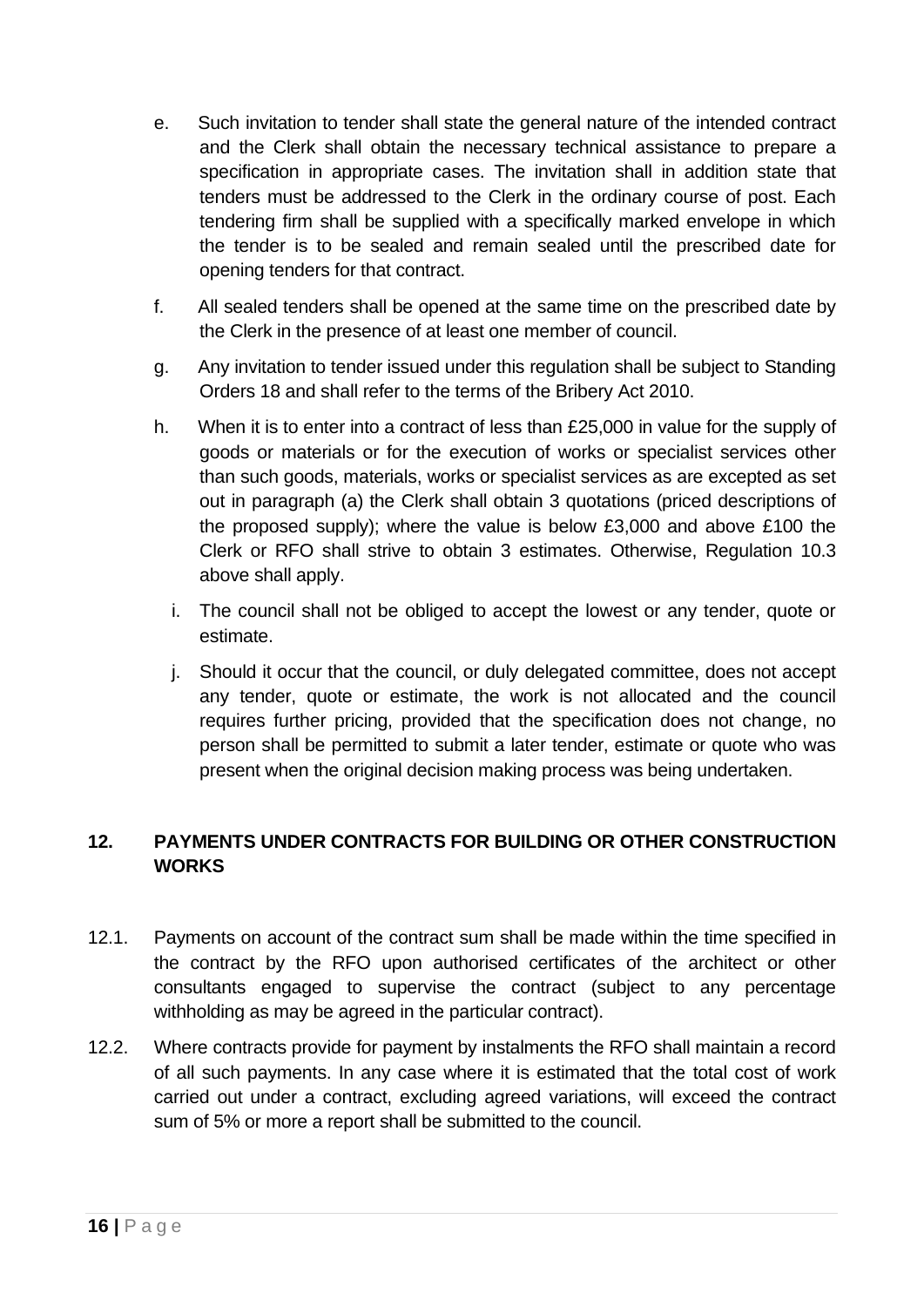e. Such invitation to tender shall state the general nature of the intended contract and the Clerk shall obtain the necessary technical assistance to prepare a specification in appropriate cases. The invitation shall in addition state that tenders must be addressed to the Clerk in the ordinary course of post. Each tendering firm shall be supplied with a specifically marked envelope in which the tender is to be sealed and remain sealed until the prescribed date for opening tenders for that contract.

f. All sealed tenders shall be opened at the same time on the prescribed date by the Clerk in the presence of at least one member of council.

g. Any invitation to tender issued under this regulation shall be subject to Standing Orders 18 and shall refer to the terms of the Bribery Act 2010.

h. When it is to enter into a contract of less than £25,000 in value for the supply of goods or materials or for the execution of works or specialist services other than such goods, materials, works or specialist services as are excepted as set out in paragraph (a) the Clerk shall obtain 3 quotations (priced descriptions of the proposed supply); where the value is below £3,000 and above £100 the Clerk or RFO shall strive to obtain 3 estimates. Otherwise, Regulation 10.3 above shall apply.

i. The council shall not be obliged to accept the lowest or any tender, quote or estimate.

j. Should it occur that the council, or duly delegated committee, does not accept any tender, quote or estimate, the work is not allocated and the council requires further pricing, provided that the specification does not change, no person shall be permitted to submit a later tender, estimate or quote who was present when the original decision making process was being undertaken.

## 12. PAYMENTS UNDER CONTRACTS FOR BUILDING OR OTHER CONSTRUCTION WORKS

12.1. Payments on account of the contract sum shall be made within the time specified in the contract by the RFO upon authorised certificates of the architect or other consultants engaged to supervise the contract (subject to any percentage withholding as may be agreed in the particular contract).

12.2. Where contracts provide for payment by instalments the RFO shall maintain a record of all such payments. In any case where it is estimated that the total cost of work carried out under a contract, excluding agreed variations, will exceed the contract sum of 5% or more a report shall be submitted to the council.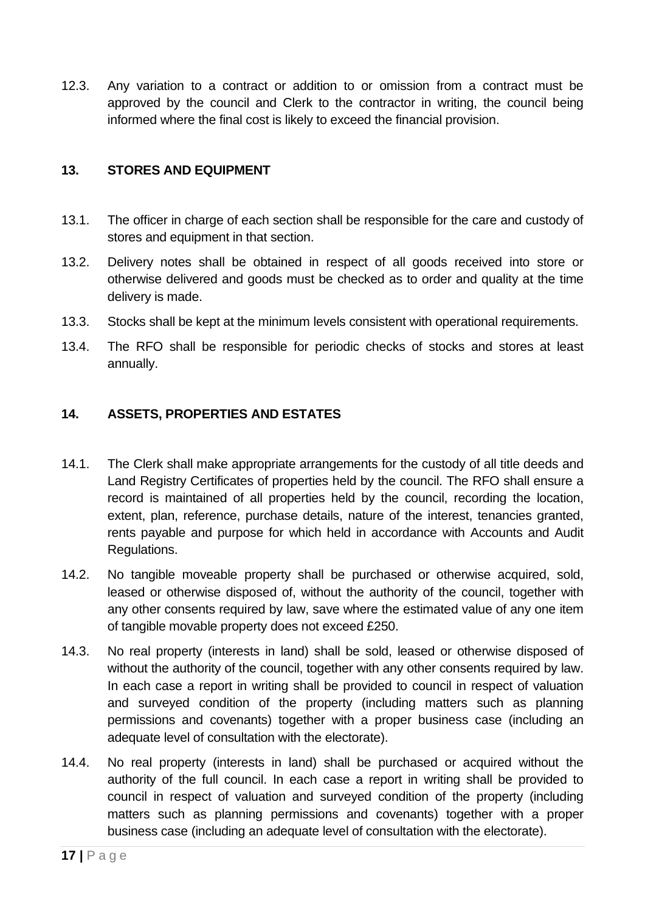12.3. Any variation to a contract or addition to or omission from a contract must be approved by the council and Clerk to the contractor in writing, the council being informed where the final cost is likely to exceed the financial provision.

## 13. STORES AND EQUIPMENT

13.1. The officer in charge of each section shall be responsible for the care and custody of stores and equipment in that section.

13.2. Delivery notes shall be obtained in respect of all goods received into store or otherwise delivered and goods must be checked as to order and quality at the time delivery is made.

13.3. Stocks shall be kept at the minimum levels consistent with operational requirements.

13.4. The RFO shall be responsible for periodic checks of stocks and stores at least annually.

## 14. ASSETS, PROPERTIES AND ESTATES

14.1. The Clerk shall make appropriate arrangements for the custody of all title deeds and Land Registry Certificates of properties held by the council. The RFO shall ensure a record is maintained of all properties held by the council, recording the location, extent, plan, reference, purchase details, nature of the interest, tenancies granted, rents payable and purpose for which held in accordance with Accounts and Audit Regulations.

14.2. No tangible moveable property shall be purchased or otherwise acquired, sold, leased or otherwise disposed of, without the authority of the council, together with any other consents required by law, save where the estimated value of any one item of tangible movable property does not exceed £250.

14.3. No real property (interests in land) shall be sold, leased or otherwise disposed of without the authority of the council, together with any other consents required by law. In each case a report in writing shall be provided to council in respect of valuation and surveyed condition of the property (including matters such as planning permissions and covenants) together with a proper business case (including an adequate level of consultation with the electorate).

14.4. No real property (interests in land) shall be purchased or acquired without the authority of the full council. In each case a report in writing shall be provided to council in respect of valuation and surveyed condition of the property (including matters such as planning permissions and covenants) together with a proper business case (including an adequate level of consultation with the electorate).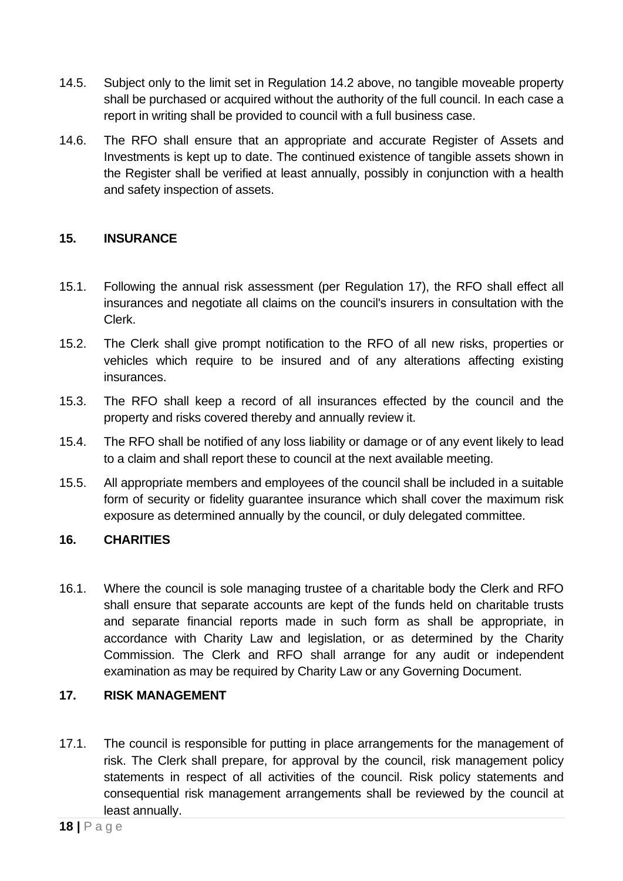14.5. Subject only to the limit set in Regulation 14.2 above, no tangible moveable property shall be purchased or acquired without the authority of the full council. In each case a report in writing shall be provided to council with a full business case.

14.6. The RFO shall ensure that an appropriate and accurate Register of Assets and Investments is kept up to date. The continued existence of tangible assets shown in the Register shall be verified at least annually, possibly in conjunction with a health and safety inspection of assets.

## 15. INSURANCE

15.1. Following the annual risk assessment (per Regulation 17), the RFO shall effect all insurances and negotiate all claims on the council's insurers in consultation with the Clerk.

15.2. The Clerk shall give prompt notification to the RFO of all new risks, properties or vehicles which require to be insured and of any alterations affecting existing insurances.

15.3. The RFO shall keep a record of all insurances effected by the council and the property and risks covered thereby and annually review it.

15.4. The RFO shall be notified of any loss liability or damage or of any event likely to lead to a claim and shall report these to council at the next available meeting.

15.5. All appropriate members and employees of the council shall be included in a suitable form of security or fidelity guarantee insurance which shall cover the maximum risk exposure as determined annually by the council, or duly delegated committee.

## 16. CHARITIES

16.1. Where the council is sole managing trustee of a charitable body the Clerk and RFO shall ensure that separate accounts are kept of the funds held on charitable trusts and separate financial reports made in such form as shall be appropriate, in accordance with Charity Law and legislation, or as determined by the Charity Commission. The Clerk and RFO shall arrange for any audit or independent examination as may be required by Charity Law or any Governing Document.

## 17. RISK MANAGEMENT

17.1. The council is responsible for putting in place arrangements for the management of risk. The Clerk shall prepare, for approval by the council, risk management policy statements in respect of all activities of the council. Risk policy statements and consequential risk management arrangements shall be reviewed by the council at least annually.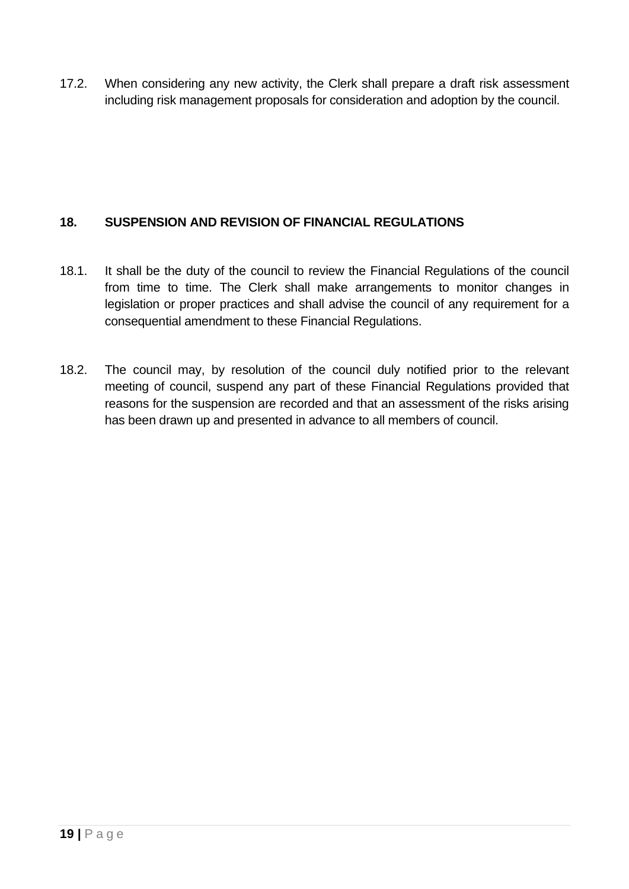17.2. When considering any new activity, the Clerk shall prepare a draft risk assessment including risk management proposals for consideration and adoption by the council.

## 18. SUSPENSION AND REVISION OF FINANCIAL REGULATIONS

18.1. It shall be the duty of the council to review the Financial Regulations of the council from time to time. The Clerk shall make arrangements to monitor changes in legislation or proper practices and shall advise the council of any requirement for a consequential amendment to these Financial Regulations.

18.2. The council may, by resolution of the council duly notified prior to the relevant meeting of council, suspend any part of these Financial Regulations provided that reasons for the suspension are recorded and that an assessment of the risks arising has been drawn up and presented in advance to all members of council.